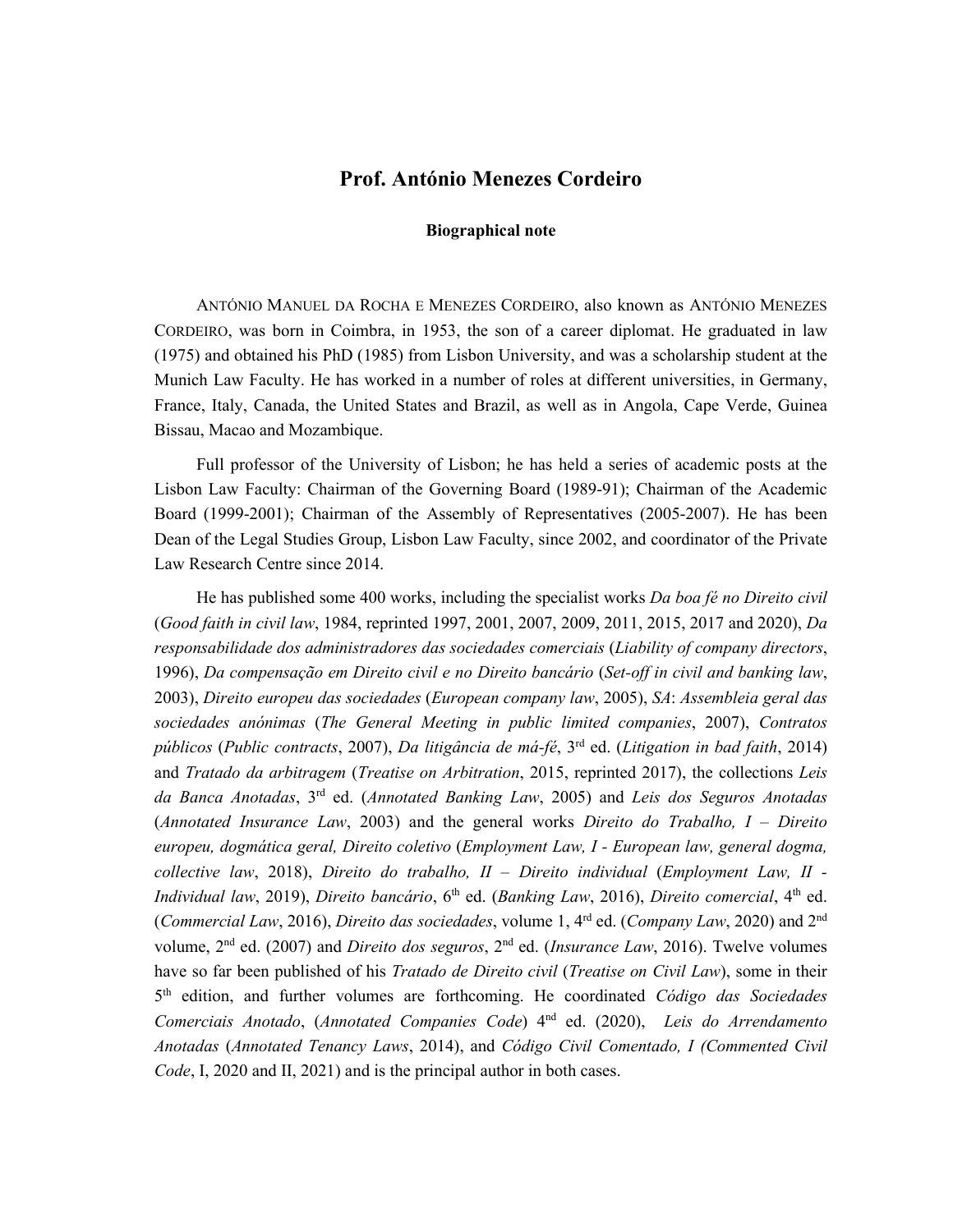# Prof. António Menezes Cordeiro

**Biographical note**

ANTÓNIO MANUEL DA ROCHA E MENEZES CORDEIRO, also known as ANTÓNIO MENEZES CORDEIRO, was born in Coimbra, in 1953, the son of a career diplomat. He graduated in law (1975) and obtained his PhD (1985) from Lisbon University, and was a scholarship student at the Munich Law Faculty. He has worked in a number of roles at different universities, in Germany, France, Italy, Canada, the United States and Brazil, as well as in Angola, Cape Verde, Guinea Bissau, Macao and Mozambique.

Full professor of the University of Lisbon; he has held a series of academic posts at the Lisbon Law Faculty: Chairman of the Governing Board (1989-91); Chairman of the Academic Board (1999-2001); Chairman of the Assembly of Representatives (2005-2007). He has been Dean of the Legal Studies Group, Lisbon Law Faculty, since 2002, and coordinator of the Private Law Research Centre since 2014.

He has published some 400 works, including the specialist works *Da boa fé no Direito civil* (*Good faith in civil law*, 1984, reprinted 1997, 2001, 2007, 2009, 2011, 2015, 2017 and 2020), *Da responsabilidade dos administradores das sociedades comerciais* (*Liability of company directors*, 1996), *Da compensação em Direito civil e no Direito bancário* (*Set-off in civil and banking law*, 2003), *Direito europeu das sociedades* (*European company law*, 2005), *SA*: *Assembleia geral das sociedades anónimas* (*The General Meeting in public limited companies*, 2007), *Contratos públicos* (*Public contracts*, 2007), *Da litigância de má-fé*, 3rd ed. (*Litigation in bad faith*, 2014) and *Tratado da arbitragem* (*Treatise on Arbitration*, 2015, reprinted 2017), the collections *Leis da Banca Anotadas*, 3rd ed. (*Annotated Banking Law*, 2005) and *Leis dos Seguros Anotadas* (*Annotated Insurance Law*, 2003) and the general works *Direito do Trabalho, I – Direito europeu, dogmática geral, Direito coletivo* (*Employment Law, I - European law, general dogma, collective law*, 2018), *Direito do trabalho, II – Direito individual* (*Employment Law, II - Individual law*, 2019), *Direito bancário*, 6th ed. (*Banking Law*, 2016), *Direito comercial*, 4th ed. (*Commercial Law*, 2016), *Direito das sociedades*, volume 1, 4rd ed. (*Company Law*, 2020) and 2nd volume, 2nd ed. (2007) and *Direito dos seguros*, 2nd ed. (*Insurance Law*, 2016). Twelve volumes have so far been published of his *Tratado de Direito civil* (*Treatise on Civil Law*), some in their 5th edition, and further volumes are forthcoming. He coordinated *Código das Sociedades Comerciais Anotado*, (*Annotated Companies Code*) 4nd ed. (2020), *Leis do Arrendamento Anotadas* (*Annotated Tenancy Laws*, 2014), and *Código Civil Comentado, I (Commented Civil Code*, I, 2020 and II, 2021) and is the principal author in both cases.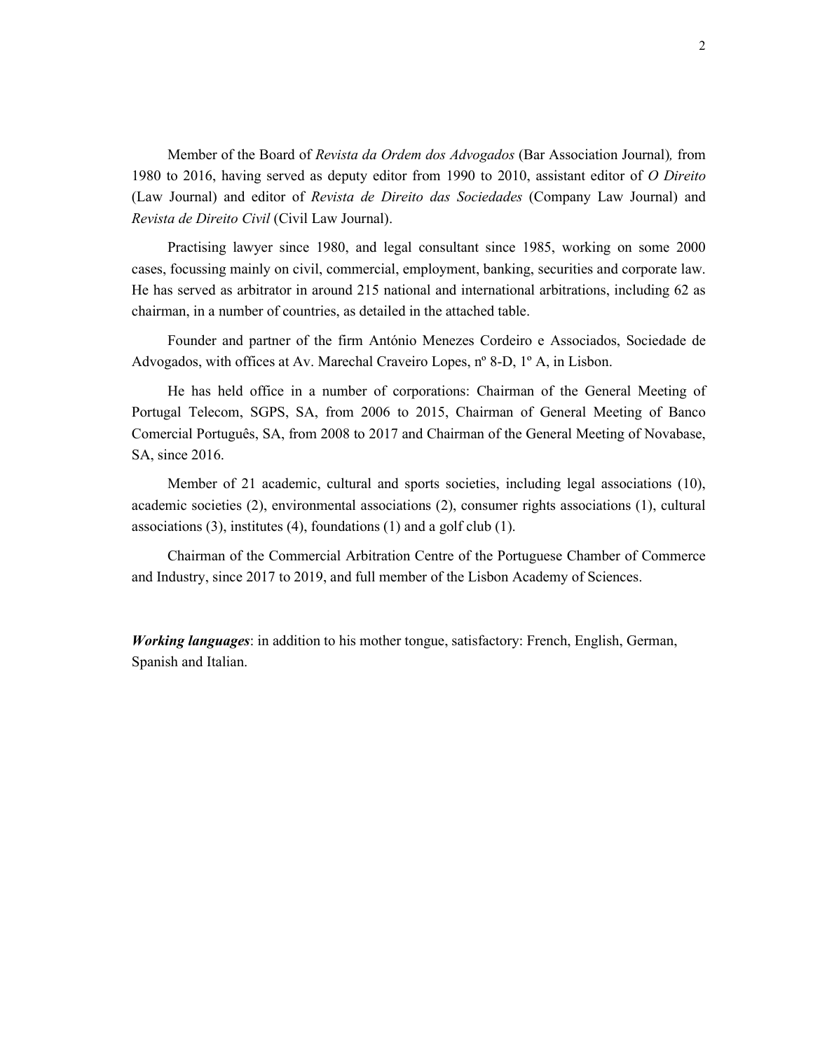Member of the Board of *Revista da Ordem dos Advogados* (Bar Association Journal)*,* from 1980 to 2016, having served as deputy editor from 1990 to 2010, assistant editor of *O Direito* (Law Journal) and editor of *Revista de Direito das Sociedades* (Company Law Journal) and *Revista de Direito Civil* (Civil Law Journal).

Practising lawyer since 1980, and legal consultant since 1985, working on some 2000 cases, focussing mainly on civil, commercial, employment, banking, securities and corporate law. He has served as arbitrator in around 215 national and international arbitrations, including 62 as chairman, in a number of countries, as detailed in the attached table.

Founder and partner of the firm António Menezes Cordeiro e Associados, Sociedade de Advogados, with offices at Av. Marechal Craveiro Lopes, nº 8-D, 1º A, in Lisbon.

He has held office in a number of corporations: Chairman of the General Meeting of Portugal Telecom, SGPS, SA, from 2006 to 2015, Chairman of General Meeting of Banco Comercial Português, SA, from 2008 to 2017 and Chairman of the General Meeting of Novabase, SA, since 2016.

Member of 21 academic, cultural and sports societies, including legal associations (10), academic societies (2), environmental associations (2), consumer rights associations (1), cultural associations (3), institutes (4), foundations (1) and a golf club (1).

Chairman of the Commercial Arbitration Centre of the Portuguese Chamber of Commerce and Industry, since 2017 to 2019, and full member of the Lisbon Academy of Sciences.

***Working languages***: in addition to his mother tongue, satisfactory: French, English, German, Spanish and Italian.